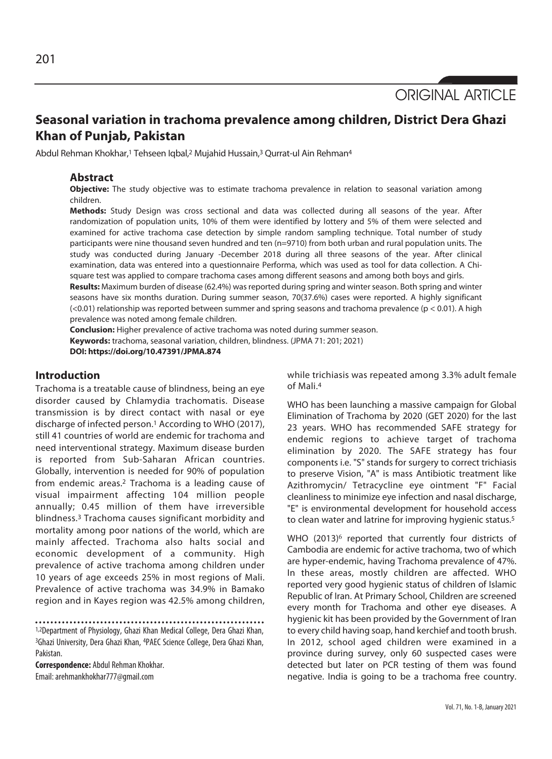ORIGINAL ARTICLE

# Seasonal variation in trachoma prevalence among children, District Dera Ghazi Khan of Punjab, Pakistan

Abdul Rehman Khokhar,[1] Tehseen Iqbal,[2] Mujahid Hussain,[3] Qurrat-ul Ain Rehman[4]

## Abstract

**Objective:** The study objective was to estimate trachoma prevalence in relation to seasonal variation among children.

**Methods:** Study Design was cross sectional and data was collected during all seasons of the year. After randomization of population units, 10% of them were identified by lottery and 5% of them were selected and examined for active trachoma case detection by simple random sampling technique. Total number of study participants were nine thousand seven hundred and ten (n=9710) from both urban and rural population units. The study was conducted during January -December 2018 during all three seasons of the year. After clinical examination, data was entered into a questionnaire Performa, which was used as tool for data collection. A Chi-square test was applied to compare trachoma cases among different seasons and among both boys and girls.

**Results:** Maximum burden of disease (62.4%) was reported during spring and winter season. Both spring and winter seasons have six months duration. During summer season, 70(37.6%) cases were reported. A highly significant (<0.01) relationship was reported between summer and spring seasons and trachoma prevalence ($p < 0.01$). A high prevalence was noted among female children.

**Conclusion:** Higher prevalence of active trachoma was noted during summer season.

**Keywords:** trachoma, seasonal variation, children, blindness. (JPMA 71: 201; 2021)

**DOI: https://doi.org/10.47391/JPMA.874**

## Introduction

Trachoma is a treatable cause of blindness, being an eye disorder caused by Chlamydia trachomatis. Disease transmission is by direct contact with nasal or eye discharge of infected person.[1] According to WHO (2017), still 41 countries of world are endemic for trachoma and need interventional strategy. Maximum disease burden is reported from Sub-Saharan African countries. Globally, intervention is needed for 90% of population from endemic areas.[2] Trachoma is a leading cause of visual impairment affecting 104 million people annually; 0.45 million of them have irreversible blindness.[3] Trachoma causes significant morbidity and mortality among poor nations of the world, which are mainly affected. Trachoma also halts social and economic development of a community. High prevalence of active trachoma among children under 10 years of age exceeds 25% in most regions of Mali. Prevalence of active trachoma was 34.9% in Bamako region and in Kayes region was 42.5% among children, while trichiasis was repeated among 3.3% adult female of Mali.[4]

WHO has been launching a massive campaign for Global Elimination of Trachoma by 2020 (GET 2020) for the last 23 years. WHO has recommended SAFE strategy for endemic regions to achieve target of trachoma elimination by 2020. The SAFE strategy has four components i.e. "S" stands for surgery to correct trichiasis to preserve Vision, "A" is mass Antibiotic treatment like Azithromycin/ Tetracycline eye ointment "F" Facial cleanliness to minimize eye infection and nasal discharge, "E" is environmental development for household access to clean water and latrine for improving hygienic status.[5]

WHO (2013)[6] reported that currently four districts of Cambodia are endemic for active trachoma, two of which are hyper-endemic, having Trachoma prevalence of 47%. In these areas, mostly children are affected. WHO reported very good hygienic status of children of Islamic Republic of Iran. At Primary School, Children are screened every month for Trachoma and other eye diseases. A hygienic kit has been provided by the Government of Iran to every child having soap, hand kerchief and tooth brush. In 2012, school aged children were examined in a province during survey, only 60 suspected cases were detected but later on PCR testing of them was found negative. India is going to be a trachoma free country.

[1,2]Department of Physiology, Ghazi Khan Medical College, Dera Ghazi Khan, [3]Ghazi University, Dera Ghazi Khan, [4]PAEC Science College, Dera Ghazi Khan, Pakistan.

**Correspondence:** Abdul Rehman Khokhar.
Email: arehmankhokhar777@gmail.com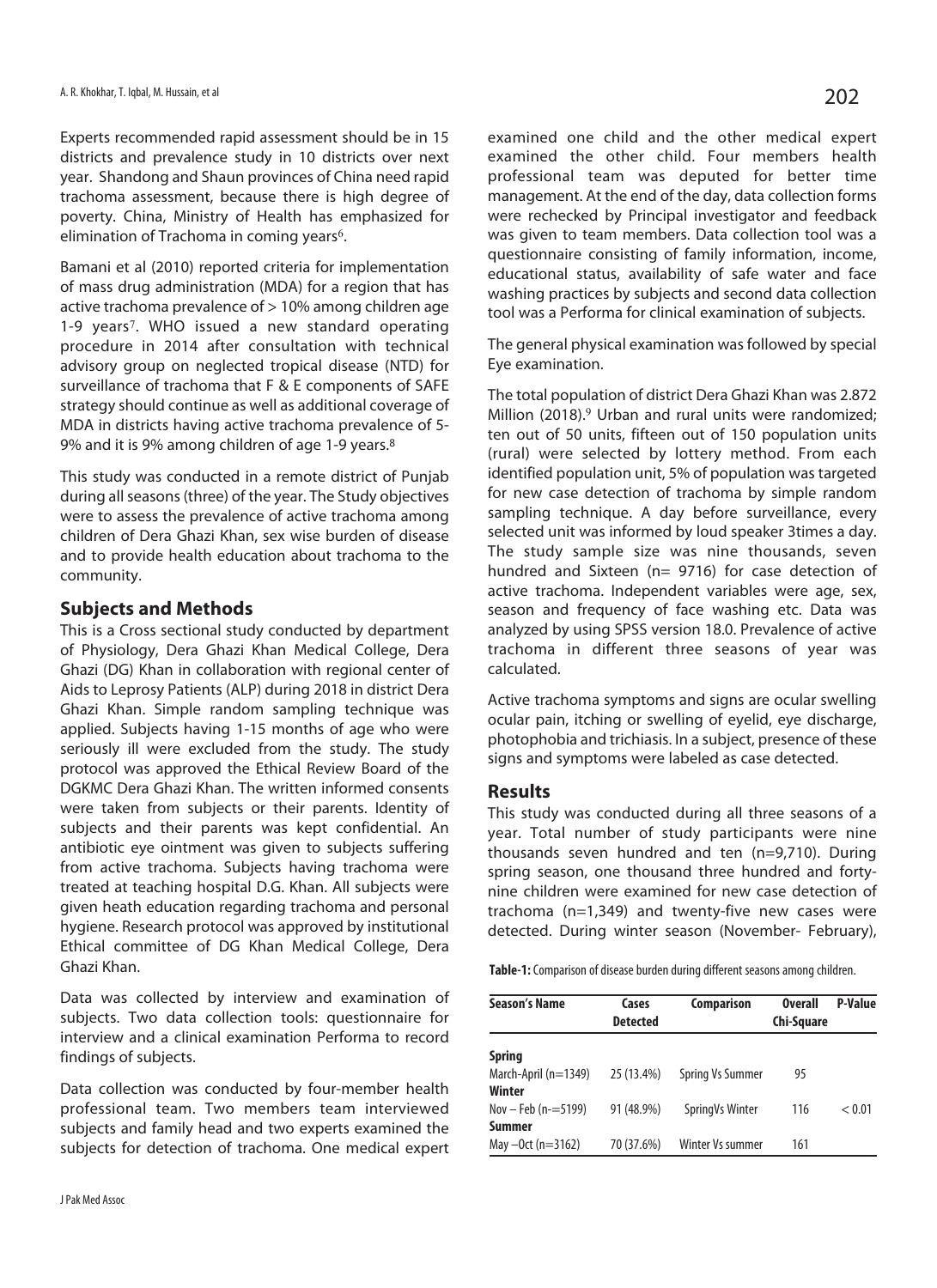Experts recommended rapid assessment should be in 15 districts and prevalence study in 10 districts over next year. Shandong and Shaun provinces of China need rapid trachoma assessment, because there is high degree of poverty. China, Ministry of Health has emphasized for elimination of Trachoma in coming years[6].

Bamani et al (2010) reported criteria for implementation of mass drug administration (MDA) for a region that has active trachoma prevalence of > 10% among children age 1-9 years[7]. WHO issued a new standard operating procedure in 2014 after consultation with technical advisory group on neglected tropical disease (NTD) for surveillance of trachoma that F & E components of SAFE strategy should continue as well as additional coverage of MDA in districts having active trachoma prevalence of 5-9% and it is 9% among children of age 1-9 years.[8]

This study was conducted in a remote district of Punjab during all seasons (three) of the year. The Study objectives were to assess the prevalence of active trachoma among children of Dera Ghazi Khan, sex wise burden of disease and to provide health education about trachoma to the community.

## Subjects and Methods

This is a Cross sectional study conducted by department of Physiology, Dera Ghazi Khan Medical College, Dera Ghazi (DG) Khan in collaboration with regional center of Aids to Leprosy Patients (ALP) during 2018 in district Dera Ghazi Khan. Simple random sampling technique was applied. Subjects having 1-15 months of age who were seriously ill were excluded from the study. The study protocol was approved the Ethical Review Board of the DGKMC Dera Ghazi Khan. The written informed consents were taken from subjects or their parents. Identity of subjects and their parents was kept confidential. An antibiotic eye ointment was given to subjects suffering from active trachoma. Subjects having trachoma were treated at teaching hospital D.G. Khan. All subjects were given heath education regarding trachoma and personal hygiene. Research protocol was approved by institutional Ethical committee of DG Khan Medical College, Dera Ghazi Khan.

Data was collected by interview and examination of subjects. Two data collection tools: questionnaire for interview and a clinical examination Performa to record findings of subjects.

Data collection was conducted by four-member health professional team. Two members team interviewed subjects and family head and two experts examined the subjects for detection of trachoma. One medical expert examined one child and the other medical expert examined the other child. Four members health professional team was deputed for better time management. At the end of the day, data collection forms were rechecked by Principal investigator and feedback was given to team members. Data collection tool was a questionnaire consisting of family information, income, educational status, availability of safe water and face washing practices by subjects and second data collection tool was a Performa for clinical examination of subjects.

The general physical examination was followed by special Eye examination.

The total population of district Dera Ghazi Khan was 2.872 Million (2018).[9] Urban and rural units were randomized; ten out of 50 units, fifteen out of 150 population units (rural) were selected by lottery method. From each identified population unit, 5% of population was targeted for new case detection of trachoma by simple random sampling technique. A day before surveillance, every selected unit was informed by loud speaker 3times a day. The study sample size was nine thousands, seven hundred and Sixteen (n= 9716) for case detection of active trachoma. Independent variables were age, sex, season and frequency of face washing etc. Data was analyzed by using SPSS version 18.0. Prevalence of active trachoma in different three seasons of year was calculated.

Active trachoma symptoms and signs are ocular swelling ocular pain, itching or swelling of eyelid, eye discharge, photophobia and trichiasis. In a subject, presence of these signs and symptoms were labeled as case detected.

## Results

This study was conducted during all three seasons of a year. Total number of study participants were nine thousands seven hundred and ten (n=9,710). During spring season, one thousand three hundred and forty-nine children were examined for new case detection of trachoma (n=1,349) and twenty-five new cases were detected. During winter season (November- February),

**Table-1:** Comparison of disease burden during different seasons among children.

| Season's Name | Cases Detected | Comparison | Overall Chi-Square | P-Value |
|---|---|---|---|---|
| **Spring** | | | | |
| March-April (n=1349) | 25 (13.4%) | Spring Vs Summer | 95 | |
| **Winter** | | | | |
| Nov – Feb (n-=5199) | 91 (48.9%) | SpringVs Winter | 116 | < 0.01 |
| **Summer** | | | | |
| May –Oct (n=3162) | 70 (37.6%) | Winter Vs summer | 161 | |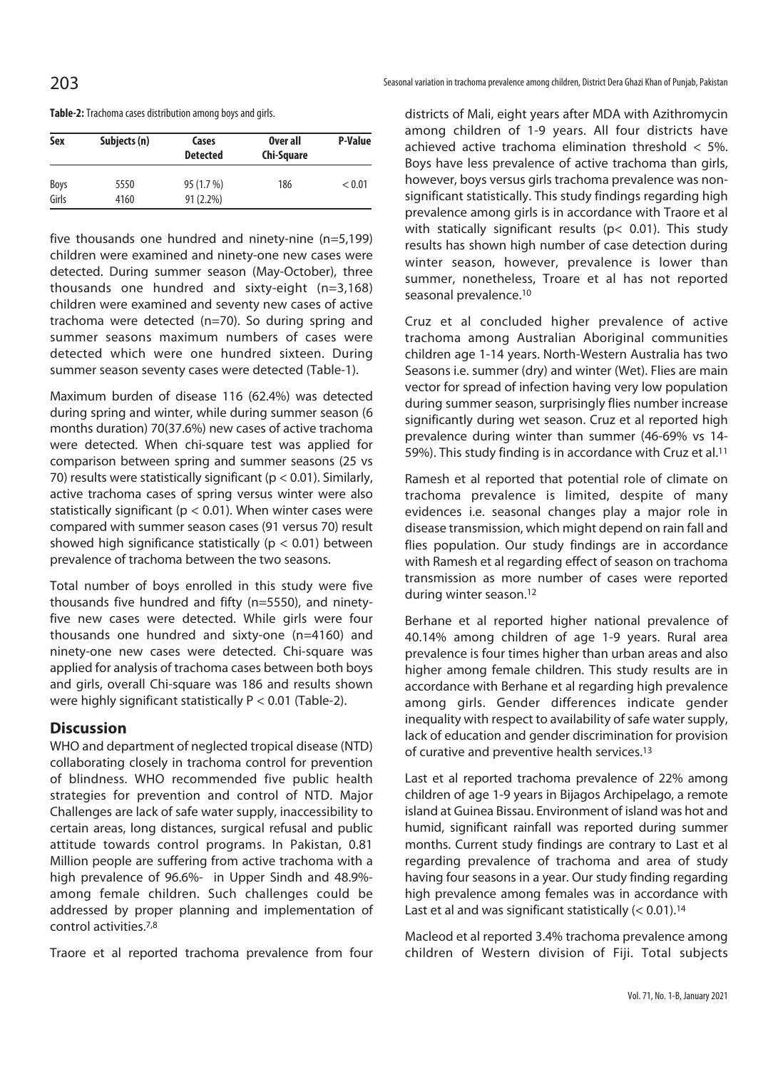**Table-2:** Trachoma cases distribution among boys and girls.

| Sex | Subjects (n) | Cases Detected | Over all Chi-Square | P-Value |
|---|---|---|---|---|
| Boys | 5550 | 95 (1.7 %) | 186 | < 0.01 |
| Girls | 4160 | 91 (2.2%) | | |

five thousands one hundred and ninety-nine (n=5,199) children were examined and ninety-one new cases were detected. During summer season (May-October), three thousands one hundred and sixty-eight (n=3,168) children were examined and seventy new cases of active trachoma were detected (n=70). So during spring and summer seasons maximum numbers of cases were detected which were one hundred sixteen. During summer season seventy cases were detected (Table-1).

Maximum burden of disease 116 (62.4%) was detected during spring and winter, while during summer season (6 months duration) 70(37.6%) new cases of active trachoma were detected. When chi-square test was applied for comparison between spring and summer seasons (25 vs 70) results were statistically significant ($p < 0.01$). Similarly, active trachoma cases of spring versus winter were also statistically significant ($p < 0.01$). When winter cases were compared with summer season cases (91 versus 70) result showed high significance statistically ($p < 0.01$) between prevalence of trachoma between the two seasons.

Total number of boys enrolled in this study were five thousands five hundred and fifty (n=5550), and ninety-five new cases were detected. While girls were four thousands one hundred and sixty-one (n=4160) and ninety-one new cases were detected. Chi-square was applied for analysis of trachoma cases between both boys and girls, overall Chi-square was 186 and results shown were highly significant statistically $P < 0.01$ (Table-2).

## Discussion

WHO and department of neglected tropical disease (NTD) collaborating closely in trachoma control for prevention of blindness. WHO recommended five public health strategies for prevention and control of NTD. Major Challenges are lack of safe water supply, inaccessibility to certain areas, long distances, surgical refusal and public attitude towards control programs. In Pakistan, 0.81 Million people are suffering from active trachoma with a high prevalence of 96.6%- in Upper Sindh and 48.9%- among female children. Such challenges could be addressed by proper planning and implementation of control activities.[7,8]

Traore et al reported trachoma prevalence from four districts of Mali, eight years after MDA with Azithromycin among children of 1-9 years. All four districts have achieved active trachoma elimination threshold < 5%. Boys have less prevalence of active trachoma than girls, however, boys versus girls trachoma prevalence was non-significant statistically. This study findings regarding high prevalence among girls is in accordance with Traore et al with statically significant results ($p < 0.01$). This study results has shown high number of case detection during winter season, however, prevalence is lower than summer, nonetheless, Troare et al has not reported seasonal prevalence.[10]

Cruz et al concluded higher prevalence of active trachoma among Australian Aboriginal communities children age 1-14 years. North-Western Australia has two Seasons i.e. summer (dry) and winter (Wet). Flies are main vector for spread of infection having very low population during summer season, surprisingly flies number increase significantly during wet season. Cruz et al reported high prevalence during winter than summer (46-69% vs 14-59%). This study finding is in accordance with Cruz et al.[11]

Ramesh et al reported that potential role of climate on trachoma prevalence is limited, despite of many evidences i.e. seasonal changes play a major role in disease transmission, which might depend on rain fall and flies population. Our study findings are in accordance with Ramesh et al regarding effect of season on trachoma transmission as more number of cases were reported during winter season.[12]

Berhane et al reported higher national prevalence of 40.14% among children of age 1-9 years. Rural area prevalence is four times higher than urban areas and also higher among female children. This study results are in accordance with Berhane et al regarding high prevalence among girls. Gender differences indicate gender inequality with respect to availability of safe water supply, lack of education and gender discrimination for provision of curative and preventive health services.[13]

Last et al reported trachoma prevalence of 22% among children of age 1-9 years in Bijagos Archipelago, a remote island at Guinea Bissau. Environment of island was hot and humid, significant rainfall was reported during summer months. Current study findings are contrary to Last et al regarding prevalence of trachoma and area of study having four seasons in a year. Our study finding regarding high prevalence among females was in accordance with Last et al and was significant statistically (< 0.01).[14]

Macleod et al reported 3.4% trachoma prevalence among children of Western division of Fiji. Total subjects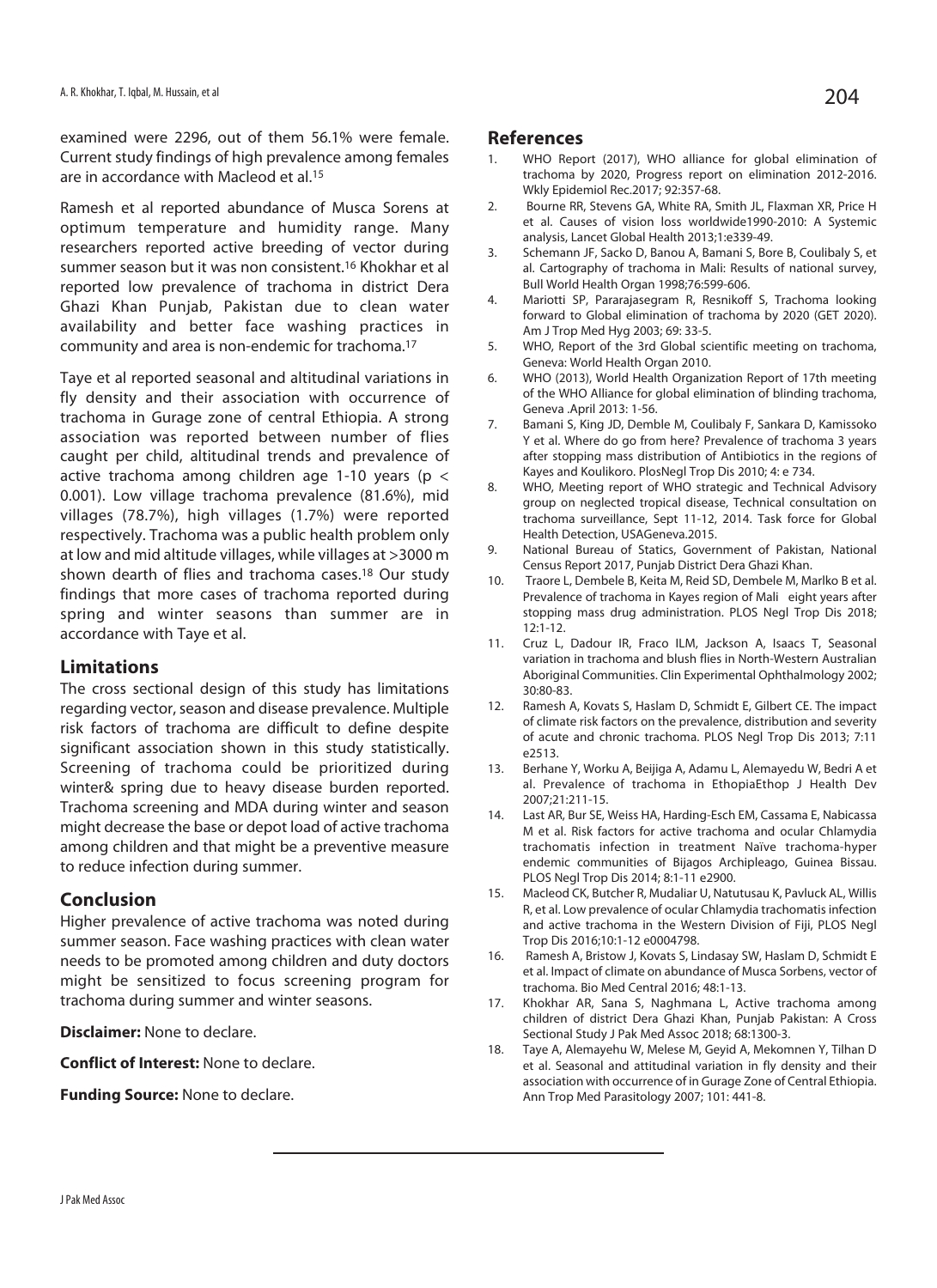examined were 2296, out of them 56.1% were female. Current study findings of high prevalence among females are in accordance with Macleod et al.[15]

Ramesh et al reported abundance of Musca Sorens at optimum temperature and humidity range. Many researchers reported active breeding of vector during summer season but it was non consistent.[16] Khokhar et al reported low prevalence of trachoma in district Dera Ghazi Khan Punjab, Pakistan due to clean water availability and better face washing practices in community and area is non-endemic for trachoma.[17]

Taye et al reported seasonal and altitudinal variations in fly density and their association with occurrence of trachoma in Gurage zone of central Ethiopia. A strong association was reported between number of flies caught per child, altitudinal trends and prevalence of active trachoma among children age 1-10 years ($p < 0.001$). Low village trachoma prevalence (81.6%), mid villages (78.7%), high villages (1.7%) were reported respectively. Trachoma was a public health problem only at low and mid altitude villages, while villages at >3000 m shown dearth of flies and trachoma cases.[18] Our study findings that more cases of trachoma reported during spring and winter seasons than summer are in accordance with Taye et al.

## Limitations

The cross sectional design of this study has limitations regarding vector, season and disease prevalence. Multiple risk factors of trachoma are difficult to define despite significant association shown in this study statistically. Screening of trachoma could be prioritized during winter& spring due to heavy disease burden reported. Trachoma screening and MDA during winter and season might decrease the base or depot load of active trachoma among children and that might be a preventive measure to reduce infection during summer.

## Conclusion

Higher prevalence of active trachoma was noted during summer season. Face washing practices with clean water needs to be promoted among children and duty doctors might be sensitized to focus screening program for trachoma during summer and winter seasons.

**Disclaimer:** None to declare.

**Conflict of Interest:** None to declare.

**Funding Source:** None to declare.

## References

1. WHO Report (2017), WHO alliance for global elimination of trachoma by 2020, Progress report on elimination 2012-2016. Wkly Epidemiol Rec.2017; 92:357-68.
2. Bourne RR, Stevens GA, White RA, Smith JL, Flaxman XR, Price H et al. Causes of vision loss worldwide1990-2010: A Systemic analysis, Lancet Global Health 2013;1:e339-49.
3. Schemann JF, Sacko D, Banou A, Bamani S, Bore B, Coulibaly S, et al. Cartography of trachoma in Mali: Results of national survey, Bull World Health Organ 1998;76:599-606.
4. Mariotti SP, Pararajasegram R, Resnikoff S, Trachoma looking forward to Global elimination of trachoma by 2020 (GET 2020). Am J Trop Med Hyg 2003; 69: 33-5.
5. WHO, Report of the 3rd Global scientific meeting on trachoma, Geneva: World Health Organ 2010.
6. WHO (2013), World Health Organization Report of 17th meeting of the WHO Alliance for global elimination of blinding trachoma, Geneva .April 2013: 1-56.
7. Bamani S, King JD, Demble M, Coulibaly F, Sankara D, Kamissoko Y et al. Where do go from here? Prevalence of trachoma 3 years after stopping mass distribution of Antibiotics in the regions of Kayes and Koulikoro. PlosNegl Trop Dis 2010; 4: e 734.
8. WHO, Meeting report of WHO strategic and Technical Advisory group on neglected tropical disease, Technical consultation on trachoma surveillance, Sept 11-12, 2014. Task force for Global Health Detection, USAGeneva.2015.
9. National Bureau of Statics, Government of Pakistan, National Census Report 2017, Punjab District Dera Ghazi Khan.
10. Traore L, Dembele B, Keita M, Reid SD, Dembele M, Marlko B et al. Prevalence of trachoma in Kayes region of Mali eight years after stopping mass drug administration. PLOS Negl Trop Dis 2018; 12:1-12.
11. Cruz L, Dadour IR, Fraco ILM, Jackson A, Isaacs T, Seasonal variation in trachoma and blush flies in North-Western Australian Aboriginal Communities. Clin Experimental Ophthalmology 2002; 30:80-83.
12. Ramesh A, Kovats S, Haslam D, Schmidt E, Gilbert CE. The impact of climate risk factors on the prevalence, distribution and severity of acute and chronic trachoma. PLOS Negl Trop Dis 2013; 7:11 e2513.
13. Berhane Y, Worku A, Beijiga A, Adamu L, Alemayedu W, Bedri A et al. Prevalence of trachoma in EthopiaEthop J Health Dev 2007;21:211-15.
14. Last AR, Bur SE, Weiss HA, Harding-Esch EM, Cassama E, Nabicassa M et al. Risk factors for active trachoma and ocular Chlamydia trachomatis infection in treatment Naïve trachoma-hyper endemic communities of Bijagos Archipleago, Guinea Bissau. PLOS Negl Trop Dis 2014; 8:1-11 e2900.
15. Macleod CK, Butcher R, Mudaliar U, Natutusau K, Pavluck AL, Willis R, et al. Low prevalence of ocular Chlamydia trachomatis infection and active trachoma in the Western Division of Fiji, PLOS Negl Trop Dis 2016;10:1-12 e0004798.
16. Ramesh A, Bristow J, Kovats S, Lindasay SW, Haslam D, Schmidt E et al. Impact of climate on abundance of Musca Sorbens, vector of trachoma. Bio Med Central 2016; 48:1-13.
17. Khokhar AR, Sana S, Naghmana L, Active trachoma among children of district Dera Ghazi Khan, Punjab Pakistan: A Cross Sectional Study J Pak Med Assoc 2018; 68:1300-3.
18. Taye A, Alemayehu W, Melese M, Geyid A, Mekomnen Y, Tilhan D et al. Seasonal and attitudinal variation in fly density and their association with occurrence of in Gurage Zone of Central Ethiopia. Ann Trop Med Parasitology 2007; 101: 441-8.